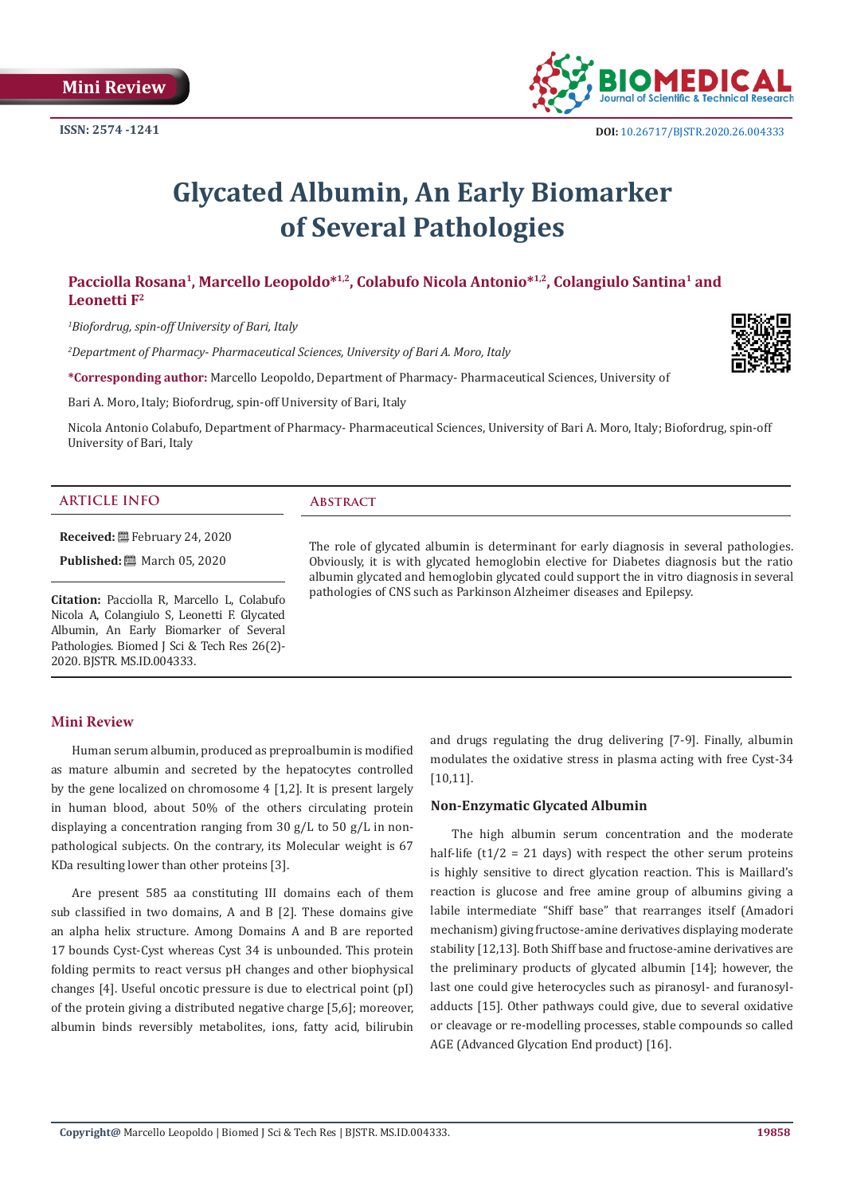Mini Review

ISSN: 2574 -1241

DOI: 10.26717/BJSTR.2020.26.004333

# Glycated Albumin, An Early Biomarker of Several Pathologies

**Pacciolla Rosana[1], Marcello Leopoldo*[1,2], Colabufo Nicola Antonio*[1,2], Colangiulo Santina[1] and Leonetti F[2]**

*[1]Biofordrug, spin-off University of Bari, Italy*

*[2]Department of Pharmacy- Pharmaceutical Sciences, University of Bari A. Moro, Italy*

**\*Corresponding author:** Marcello Leopoldo, Department of Pharmacy- Pharmaceutical Sciences, University of Bari A. Moro, Italy; Biofordrug, spin-off University of Bari, Italy

Nicola Antonio Colabufo, Department of Pharmacy- Pharmaceutical Sciences, University of Bari A. Moro, Italy; Biofordrug, spin-off University of Bari, Italy

## ARTICLE INFO

**Received:** February 24, 2020

**Published:** March 05, 2020

**Citation:** Pacciolla R, Marcello L, Colabufo Nicola A, Colangiulo S, Leonetti F. Glycated Albumin, An Early Biomarker of Several Pathologies. Biomed J Sci & Tech Res 26(2)-2020. BJSTR. MS.ID.004333.

## Abstract

The role of glycated albumin is determinant for early diagnosis in several pathologies. Obviously, it is with glycated hemoglobin elective for Diabetes diagnosis but the ratio albumin glycated and hemoglobin glycated could support the in vitro diagnosis in several pathologies of CNS such as Parkinson Alzheimer diseases and Epilepsy.

## Mini Review

Human serum albumin, produced as preproalbumin is modified as mature albumin and secreted by the hepatocytes controlled by the gene localized on chromosome 4 [1,2]. It is present largely in human blood, about 50% of the others circulating protein displaying a concentration ranging from 30 g/L to 50 g/L in non-pathological subjects. On the contrary, its Molecular weight is 67 KDa resulting lower than other proteins [3].

Are present 585 aa constituting III domains each of them sub classified in two domains, A and B [2]. These domains give an alpha helix structure. Among Domains A and B are reported 17 bounds Cyst-Cyst whereas Cyst 34 is unbounded. This protein folding permits to react versus pH changes and other biophysical changes [4]. Useful oncotic pressure is due to electrical point (pI) of the protein giving a distributed negative charge [5,6]; moreover, albumin binds reversibly metabolites, ions, fatty acid, bilirubin and drugs regulating the drug delivering [7-9]. Finally, albumin modulates the oxidative stress in plasma acting with free Cyst-34 [10,11].

### Non-Enzymatic Glycated Albumin

The high albumin serum concentration and the moderate half-life ($t1/2 = 21$ days) with respect the other serum proteins is highly sensitive to direct glycation reaction. This is Maillard's reaction is glucose and free amine group of albumins giving a labile intermediate "Shiff base" that rearranges itself (Amadori mechanism) giving fructose-amine derivatives displaying moderate stability [12,13]. Both Shiff base and fructose-amine derivatives are the preliminary products of glycated albumin [14]; however, the last one could give heterocycles such as piranosyl- and furanosyl-adducts [15]. Other pathways could give, due to several oxidative or cleavage or re-modelling processes, stable compounds so called AGE (Advanced Glycation End product) [16].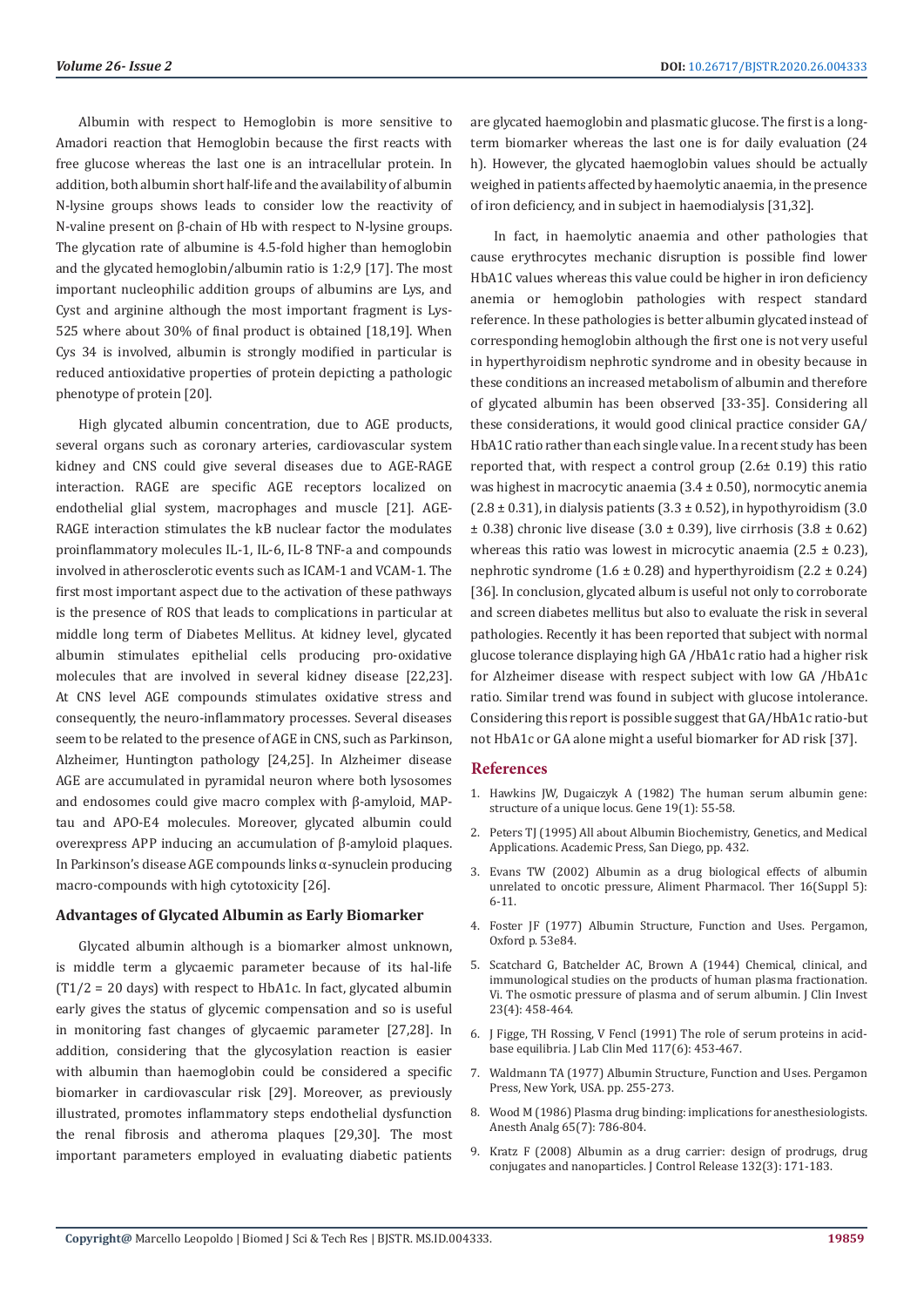Albumin with respect to Hemoglobin is more sensitive to Amadori reaction that Hemoglobin because the first reacts with free glucose whereas the last one is an intracellular protein. In addition, both albumin short half-life and the availability of albumin N-lysine groups shows leads to consider low the reactivity of N-valine present on β-chain of Hb with respect to N-lysine groups. The glycation rate of albumine is 4.5-fold higher than hemoglobin and the glycated hemoglobin/albumin ratio is 1:2,9 [17]. The most important nucleophilic addition groups of albumins are Lys, and Cyst and arginine although the most important fragment is Lys-525 where about 30% of final product is obtained [18,19]. When Cys 34 is involved, albumin is strongly modified in particular is reduced antioxidative properties of protein depicting a pathologic phenotype of protein [20].

High glycated albumin concentration, due to AGE products, several organs such as coronary arteries, cardiovascular system kidney and CNS could give several diseases due to AGE-RAGE interaction. RAGE are specific AGE receptors localized on endothelial glial system, macrophages and muscle [21]. AGE-RAGE interaction stimulates the kB nuclear factor the modulates proinflammatory molecules IL-1, IL-6, IL-8 TNF-a and compounds involved in atherosclerotic events such as ICAM-1 and VCAM-1. The first most important aspect due to the activation of these pathways is the presence of ROS that leads to complications in particular at middle long term of Diabetes Mellitus. At kidney level, glycated albumin stimulates epithelial cells producing pro-oxidative molecules that are involved in several kidney disease [22,23]. At CNS level AGE compounds stimulates oxidative stress and consequently, the neuro-inflammatory processes. Several diseases seem to be related to the presence of AGE in CNS, such as Parkinson, Alzheimer, Huntington pathology [24,25]. In Alzheimer disease AGE are accumulated in pyramidal neuron where both lysosomes and endosomes could give macro complex with β-amyloid, MAP-tau and APO-E4 molecules. Moreover, glycated albumin could overexpress APP inducing an accumulation of β-amyloid plaques. In Parkinson's disease AGE compounds links α-synuclein producing macro-compounds with high cytotoxicity [26].

## Advantages of Glycated Albumin as Early Biomarker

Glycated albumin although is a biomarker almost unknown, is middle term a glycaemic parameter because of its hal-life ($T1/2$ = 20 days) with respect to HbA1c. In fact, glycated albumin early gives the status of glycemic compensation and so is useful in monitoring fast changes of glycaemic parameter [27,28]. In addition, considering that the glycosylation reaction is easier with albumin than haemoglobin could be considered a specific biomarker in cardiovascular risk [29]. Moreover, as previously illustrated, promotes inflammatory steps endothelial dysfunction the renal fibrosis and atheroma plaques [29,30]. The most important parameters employed in evaluating diabetic patients are glycated haemoglobin and plasmatic glucose. The first is a long-term biomarker whereas the last one is for daily evaluation (24 h). However, the glycated haemoglobin values should be actually weighed in patients affected by haemolytic anaemia, in the presence of iron deficiency, and in subject in haemodialysis [31,32].

In fact, in haemolytic anaemia and other pathologies that cause erythrocytes mechanic disruption is possible find lower HbA1C values whereas this value could be higher in iron deficiency anemia or hemoglobin pathologies with respect standard reference. In these pathologies is better albumin glycated instead of corresponding hemoglobin although the first one is not very useful in hyperthyroidism nephrotic syndrome and in obesity because in these conditions an increased metabolism of albumin and therefore of glycated albumin has been observed [33-35]. Considering all these considerations, it would good clinical practice consider GA/HbA1C ratio rather than each single value. In a recent study has been reported that, with respect a control group (2.6± 0.19) this ratio was highest in macrocytic anaemia (3.4 ± 0.50), normocytic anemia (2.8 ± 0.31), in dialysis patients (3.3 ± 0.52), in hypothyroidism (3.0 ± 0.38) chronic live disease (3.0 ± 0.39), live cirrhosis (3.8 ± 0.62) whereas this ratio was lowest in microcytic anaemia (2.5 ± 0.23), nephrotic syndrome (1.6 ± 0.28) and hyperthyroidism (2.2 ± 0.24) [36]. In conclusion, glycated album is useful not only to corroborate and screen diabetes mellitus but also to evaluate the risk in several pathologies. Recently it has been reported that subject with normal glucose tolerance displaying high GA /HbA1c ratio had a higher risk for Alzheimer disease with respect subject with low GA /HbA1c ratio. Similar trend was found in subject with glucose intolerance. Considering this report is possible suggest that GA/HbA1c ratio-but not HbA1c or GA alone might a useful biomarker for AD risk [37].

## References

1. Hawkins JW, Dugaiczyk A (1982) The human serum albumin gene: structure of a unique locus. Gene 19(1): 55-58.
2. Peters TJ (1995) All about Albumin Biochemistry, Genetics, and Medical Applications. Academic Press, San Diego, pp. 432.
3. Evans TW (2002) Albumin as a drug biological effects of albumin unrelated to oncotic pressure, Aliment Pharmacol. Ther 16(Suppl 5): 6-11.
4. Foster JF (1977) Albumin Structure, Function and Uses. Pergamon, Oxford p. 53e84.
5. Scatchard G, Batchelder AC, Brown A (1944) Chemical, clinical, and immunological studies on the products of human plasma fractionation. Vi. The osmotic pressure of plasma and of serum albumin. J Clin Invest 23(4): 458-464.
6. J Figge, TH Rossing, V Fencl (1991) The role of serum proteins in acid-base equilibria. J Lab Clin Med 117(6): 453-467.
7. Waldmann TA (1977) Albumin Structure, Function and Uses. Pergamon Press, New York, USA. pp. 255-273.
8. Wood M (1986) Plasma drug binding: implications for anesthesiologists. Anesth Analg 65(7): 786-804.
9. Kratz F (2008) Albumin as a drug carrier: design of prodrugs, drug conjugates and nanoparticles. J Control Release 132(3): 171-183.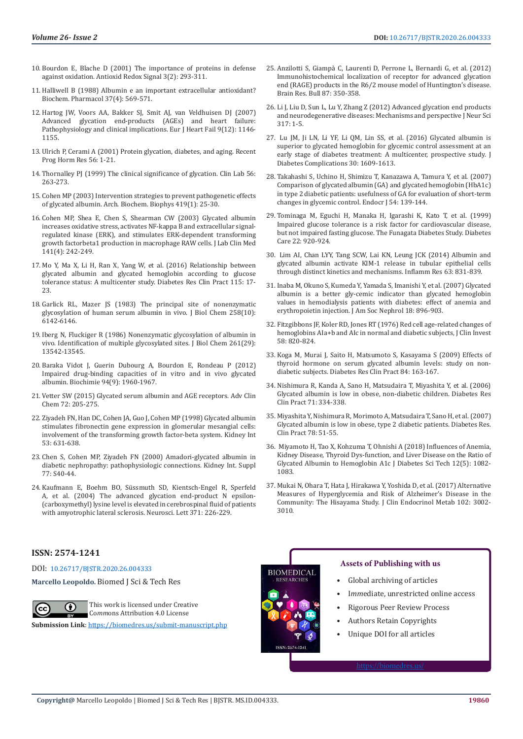10. Bourdon E, Blache D (2001) The importance of proteins in defense against oxidation. Antioxid Redox Signal 3(2): 293-311.
11. Halliwell B (1988) Albumin e an important extracellular antioxidant? Biochem. Pharmacol 37(4): 569-571.
12. Hartog JW, Voors AA, Bakker SJ, Smit AJ, van Veldhuisen DJ (2007) Advanced glycation end-products (AGEs) and heart failure: Pathophysiology and clinical implications. Eur J Heart Fail 9(12): 1146-1155.
13. Ulrich P, Cerami A (2001) Protein glycation, diabetes, and aging. Recent Prog Horm Res 56: 1-21.
14. Thornalley PJ (1999) The clinical significance of glycation. Clin Lab 56: 263-273.
15. Cohen MP (2003) Intervention strategies to prevent pathogenetic effects of glycated albumin. Arch. Biochem. Biophys 419(1): 25-30.
16. Cohen MP, Shea E, Chen S, Shearman CW (2003) Glycated albumin increases oxidative stress, activates NF-kappa B and extracellular signal-regulated kinase (ERK), and stimulates ERK-dependent transforming growth factorbeta1 production in macrophage RAW cells. J Lab Clin Med 141(4): 242-249.
17. Mo Y, Ma X, Li H, Ran X, Yang W, et al. (2016) Relationship between glycated albumin and glycated hemoglobin according to glucose tolerance status: A multicenter study. Diabetes Res Clin Pract 115: 17-23.
18. Garlick RL, Mazer JS (1983) The principal site of nonenzymatic glycosylation of human serum albumin in vivo. J Biol Chem 258(10): 6142-6146.
19. Iberg N, Fluckiger R (1986) Nonenzymatic glycosylation of albumin in vivo. Identification of multiple glycosylated sites. J Biol Chem 261(29): 13542-13545.
20. Baraka Vidot J, Guerin Dubourg A, Bourdon E, Rondeau P (2012) Impaired drug-binding capacities of in vitro and in vivo glycated albumin. Biochimie 94(9): 1960-1967.
21. Vetter SW (2015) Glycated serum albumin and AGE receptors. Adv Clin Chem 72: 205-275.
22. Ziyadeh FN, Han DC, Cohen JA, Guo J, Cohen MP (1998) Glycated albumin stimulates fibronectin gene expression in glomerular mesangial cells: involvement of the transforming growth factor-beta system. Kidney Int 53: 631-638.
23. Chen S, Cohen MP, Ziyadeh FN (2000) Amadori-glycated albumin in diabetic nephropathy: pathophysiologic connections. Kidney Int. Suppl 77: S40-44.
24. Kaufmann E, Boehm BO, Süssmuth SD, Kientsch-Engel R, Sperfeld A, et al. (2004) The advanced glycation end-product N epsilon-(carboxymethyl) lysine level is elevated in cerebrospinal fluid of patients with amyotrophic lateral sclerosis. Neurosci. Lett 371: 226-229.
25. Anzilotti S, Giampà C, Laurenti D, Perrone L, Bernardi G, et al. (2012) Immunohistochemical localization of receptor for advanced glycation end (RAGE) products in the R6/2 mouse model of Huntington's disease. Brain Res. Bull 87: 350-358.
26. Li J, Liu D, Sun L, Lu Y, Zhang Z (2012) Advanced glycation end products and neurodegenerative diseases: Mechanisms and perspective J Neur Sci 317: 1-5.
27. Lu JM, Ji LN, Li YF, Li QM, Lin SS, et al. (2016) Glycated albumin is superior to glycated hemoglobin for glycemic control assessment at an early stage of diabetes treatment: A multicenter, prospective study. J Diabetes Complications 30: 1609-1613.
28. Takahashi S, Uchino H, Shimizu T, Kanazawa A, Tamura Y, et al. (2007) Comparison of glycated albumin (GA) and glycated hemoglobin (HbA1c) in type 2 diabetic patients: usefulness of GA for evaluation of short-term changes in glycemic control. Endocr J 54: 139-144.
29. Tominaga M, Eguchi H, Manaka H, Igarashi K, Kato T, et al. (1999) Impaired glucose tolerance is a risk factor for cardiovascular disease, but not impaired fasting glucose. The Funagata Diabetes Study. Diabetes Care 22: 920-924.
30. Lim AI, Chan LYY, Tang SCW, Lai KN, Leung JCK (2014) Albumin and glycated albumin activate KIM-1 release in tubular epithelial cells through distinct kinetics and mechanisms. Inflamm Res 63: 831-839.
31. Inaba M, Okuno S, Kumeda Y, Yamada S, Imanishi Y, et al. (2007) Glycated albumin is a better gly-cemic indicator than glycated hemoglobin values in hemodialysis patients with diabetes: effect of anemia and erythropoietin injection. J Am Soc Nephrol 18: 896-903.
32. Fitzgibbons JF, Koler RD, Jones RT (1976) Red cell age-related changes of hemoglobins AIa+b and AIc in normal and diabetic subjects, J Clin Invest 58: 820-824.
33. Koga M, Murai J, Saito H, Matsumoto S, Kasayama S (2009) Effects of thyroid hormone on serum glycated albumin levels: study on non-diabetic subjects. Diabetes Res Clin Pract 84: 163-167.
34. Nishimura R, Kanda A, Sano H, Matsudaira T, Miyashita Y, et al. (2006) Glycated albumin is low in obese, non-diabetic children. Diabetes Res Clin Pract 71: 334-338.
35. Miyashita Y, Nishimura R, Morimoto A, Matsudaira T, Sano H, et al. (2007) Glycated albumin is low in obese, type 2 diabetic patients. Diabetes Res. Clin Pract 78: 51-55.
36. Miyamoto H, Tao X, Kohzuma T, Ohnishi A (2018) Influences of Anemia, Kidney Disease, Thyroid Dys-function, and Liver Disease on the Ratio of Glycated Albumin to Hemoglobin A1c J Diabetes Sci Tech 12(5): 1082-1083.
37. Mukai N, Ohara T, Hata J, Hirakawa Y, Yoshida D, et al. (2017) Alternative Measures of Hyperglycemia and Risk of Alzheimer's Disease in the Community: The Hisayama Study. J Clin Endocrinol Metab 102: 3002-3010.

**ISSN: 2574-1241**

DOI: 10.26717/BJSTR.2020.26.004333

**Marcello Leopoldo.** Biomed J Sci & Tech Res

This work is licensed under Creative Commons Attribution 4.0 License

**Submission Link**: https://biomedres.us/submit-manuscript.php

### Assets of Publishing with us

- Global archiving of articles
- Immediate, unrestricted online access
- Rigorous Peer Review Process
- Authors Retain Copyrights
- Unique DOI for all articles

https://biomedres.us/